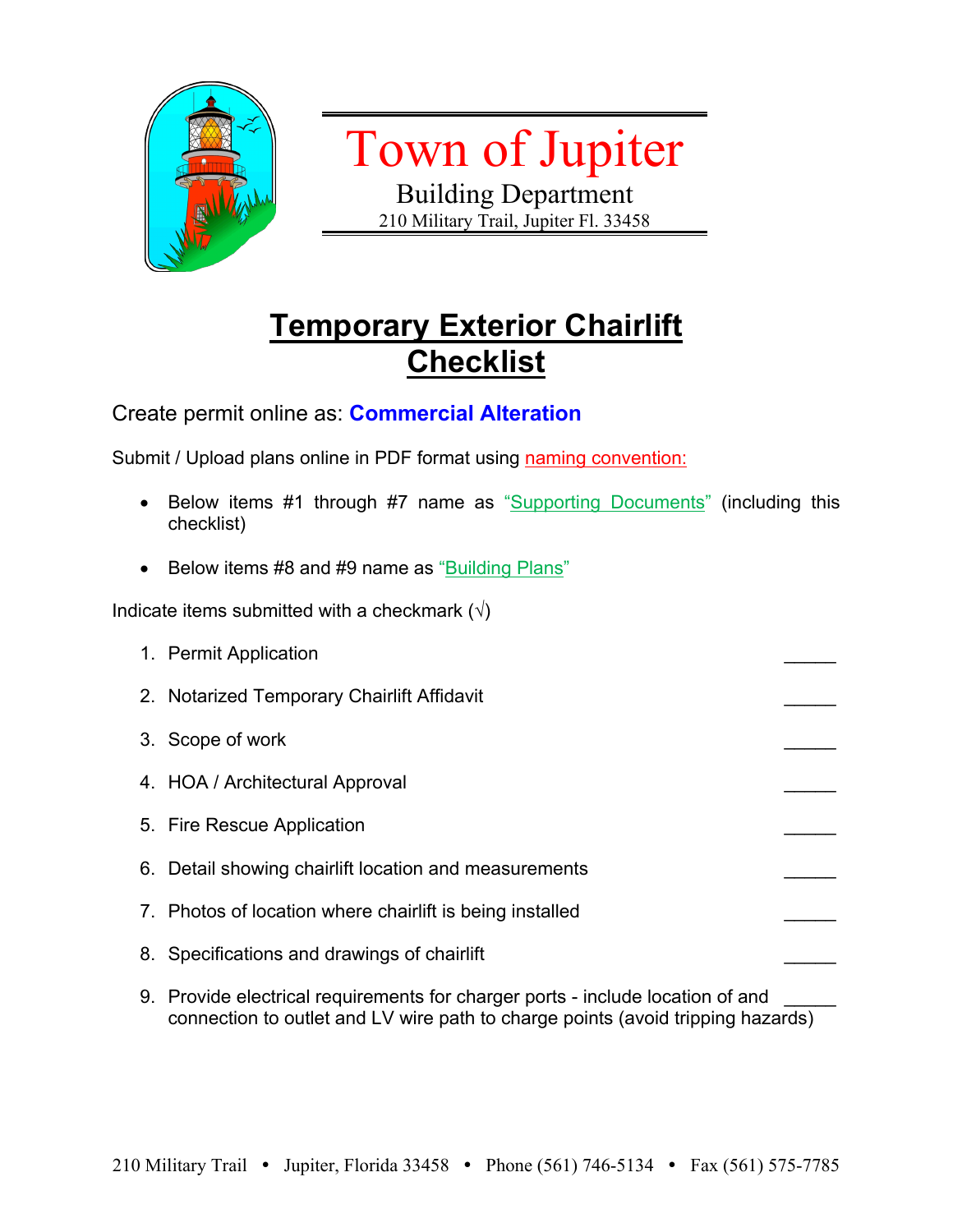# Town of Jupiter

Building Department
210 Military Trail, Jupiter Fl. 33458

## Temporary Exterior Chairlift Checklist

Create permit online as: **Commercial Alteration**

Submit / Upload plans online in PDF format using naming convention:

- Below items #1 through #7 name as "Supporting Documents" (including this checklist)
- Below items #8 and #9 name as "Building Plans"

Indicate items submitted with a checkmark (√)

1. Permit Application _____
2. Notarized Temporary Chairlift Affidavit _____
3. Scope of work _____
4. HOA / Architectural Approval _____
5. Fire Rescue Application _____
6. Detail showing chairlift location and measurements _____
7. Photos of location where chairlift is being installed _____
8. Specifications and drawings of chairlift _____
9. Provide electrical requirements for charger ports - include location of and connection to outlet and LV wire path to charge points (avoid tripping hazards) _____

210 Military Trail • Jupiter, Florida 33458 • Phone (561) 746-5134 • Fax (561) 575-7785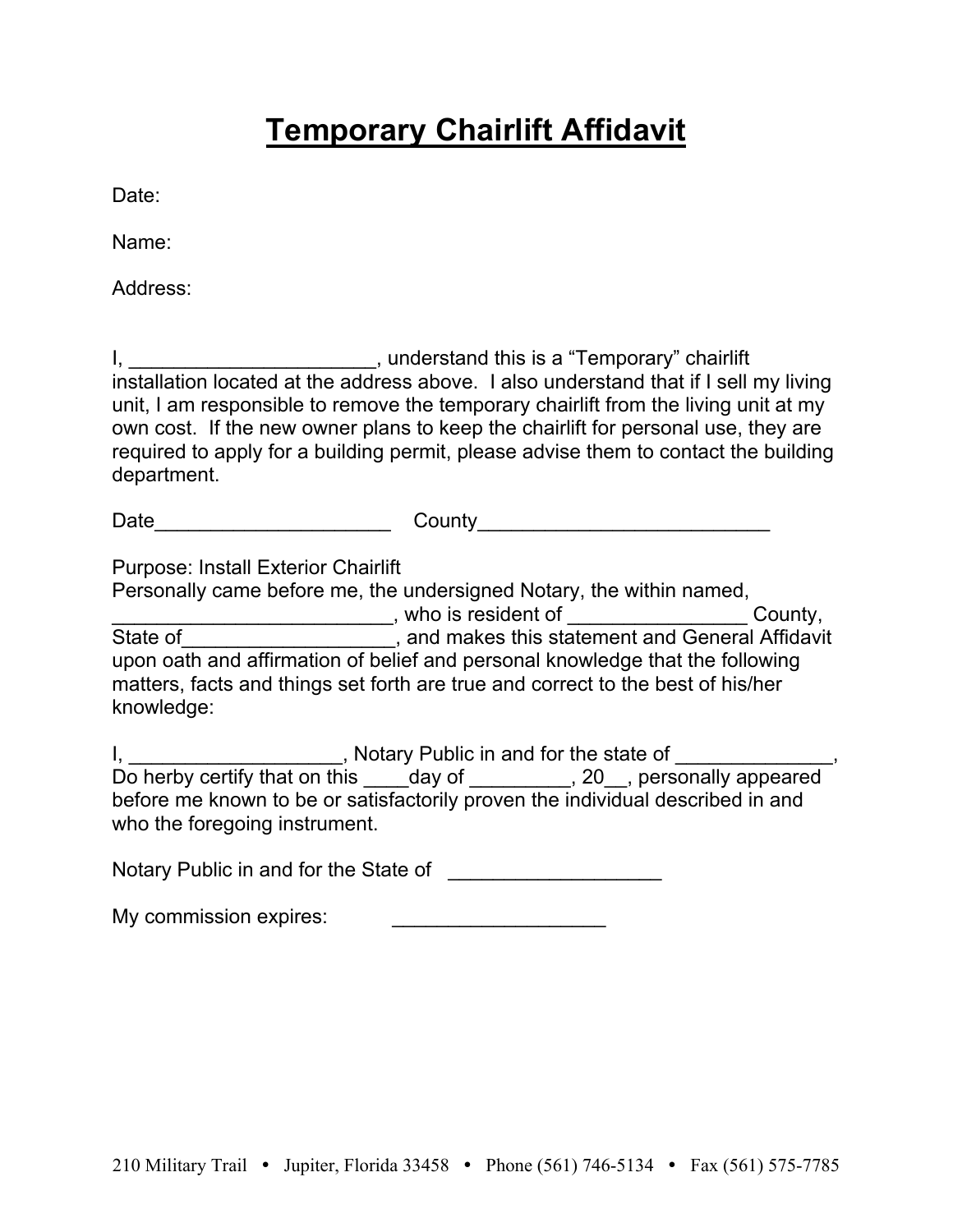# Temporary Chairlift Affidavit

Date:

Name:

Address:

I, ______________________, understand this is a "Temporary" chairlift installation located at the address above. I also understand that if I sell my living unit, I am responsible to remove the temporary chairlift from the living unit at my own cost. If the new owner plans to keep the chairlift for personal use, they are required to apply for a building permit, please advise them to contact the building department.

Date_____________________ County__________________________

Purpose: Install Exterior Chairlift
Personally came before me, the undersigned Notary, the within named, _________________________, who is resident of ________________ County, State of___________________, and makes this statement and General Affidavit upon oath and affirmation of belief and personal knowledge that the following matters, facts and things set forth are true and correct to the best of his/her knowledge:

I, ___________________, Notary Public in and for the state of ______________, Do herby certify that on this ____day of _________, 20__, personally appeared before me known to be or satisfactorily proven the individual described in and who the foregoing instrument.

Notary Public in and for the State of ___________________

My commission expires: ___________________

210 Military Trail • Jupiter, Florida 33458 • Phone (561) 746-5134 • Fax (561) 575-7785